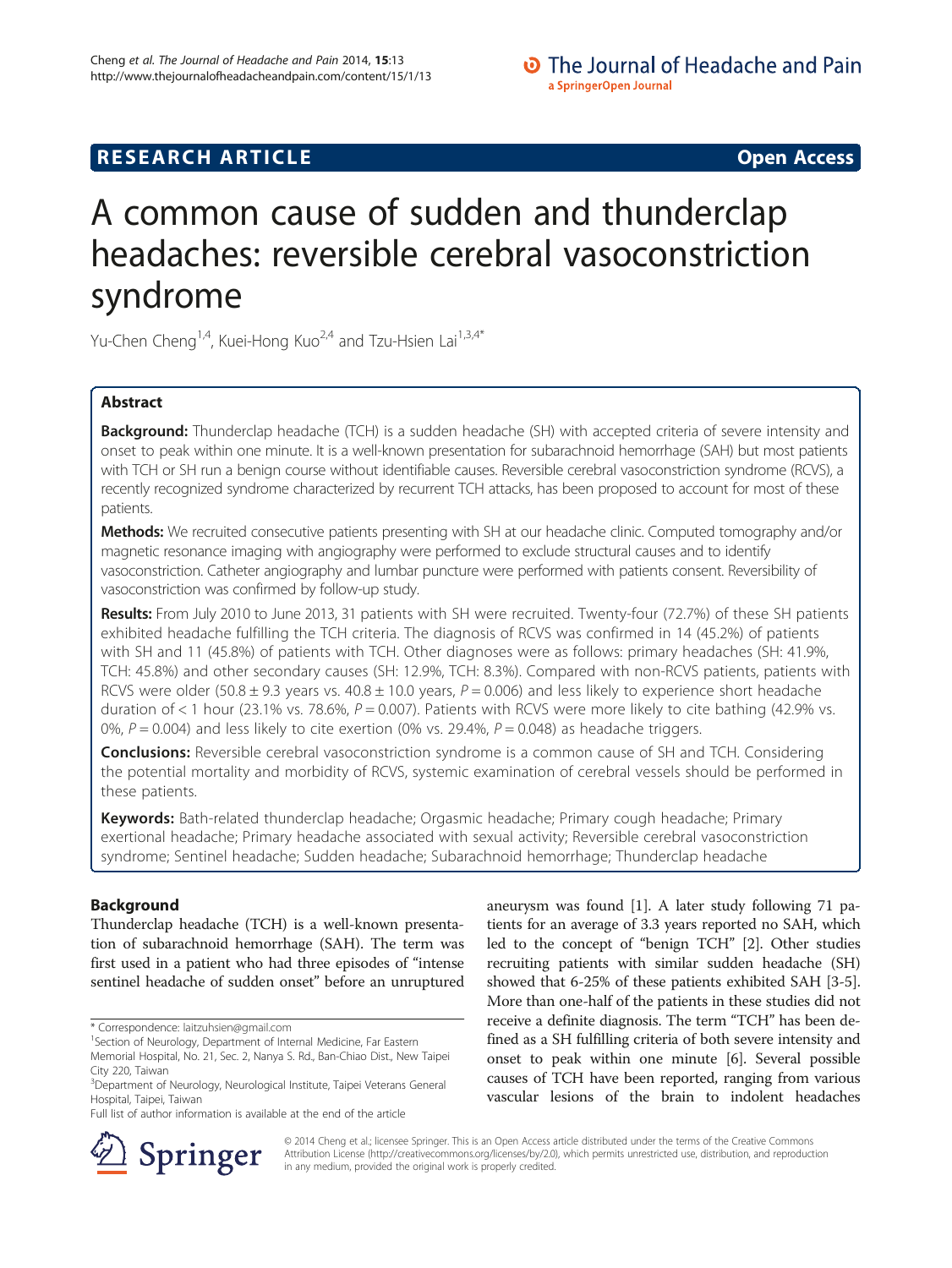**RESEARCH ARTICLE** **Open Access**

# A common cause of sudden and thunderclap headaches: reversible cerebral vasoconstriction syndrome

Yu-Chen Cheng[1,4], Kuei-Hong Kuo[2,4] and Tzu-Hsien Lai[1,3,4*]

## Abstract

**Background:** Thunderclap headache (TCH) is a sudden headache (SH) with accepted criteria of severe intensity and onset to peak within one minute. It is a well-known presentation for subarachnoid hemorrhage (SAH) but most patients with TCH or SH run a benign course without identifiable causes. Reversible cerebral vasoconstriction syndrome (RCVS), a recently recognized syndrome characterized by recurrent TCH attacks, has been proposed to account for most of these patients.

**Methods:** We recruited consecutive patients presenting with SH at our headache clinic. Computed tomography and/or magnetic resonance imaging with angiography were performed to exclude structural causes and to identify vasoconstriction. Catheter angiography and lumbar puncture were performed with patients consent. Reversibility of vasoconstriction was confirmed by follow-up study.

**Results:** From July 2010 to June 2013, 31 patients with SH were recruited. Twenty-four (72.7%) of these SH patients exhibited headache fulfilling the TCH criteria. The diagnosis of RCVS was confirmed in 14 (45.2%) of patients with SH and 11 (45.8%) of patients with TCH. Other diagnoses were as follows: primary headaches (SH: 41.9%, TCH: 45.8%) and other secondary causes (SH: 12.9%, TCH: 8.3%). Compared with non-RCVS patients, patients with RCVS were older (50.8 ± 9.3 years vs. 40.8 ± 10.0 years, $P = 0.006$) and less likely to experience short headache duration of < 1 hour (23.1% vs. 78.6%, $P = 0.007$). Patients with RCVS were more likely to cite bathing (42.9% vs. 0%, $P = 0.004$) and less likely to cite exertion (0% vs. 29.4%, $P = 0.048$) as headache triggers.

**Conclusions:** Reversible cerebral vasoconstriction syndrome is a common cause of SH and TCH. Considering the potential mortality and morbidity of RCVS, systemic examination of cerebral vessels should be performed in these patients.

**Keywords:** Bath-related thunderclap headache; Orgasmic headache; Primary cough headache; Primary exertional headache; Primary headache associated with sexual activity; Reversible cerebral vasoconstriction syndrome; Sentinel headache; Sudden headache; Subarachnoid hemorrhage; Thunderclap headache

## Background

Thunderclap headache (TCH) is a well-known presentation of subarachnoid hemorrhage (SAH). The term was first used in a patient who had three episodes of "intense sentinel headache of sudden onset" before an unruptured aneurysm was found [1]. A later study following 71 patients for an average of 3.3 years reported no SAH, which led to the concept of "benign TCH" [2]. Other studies recruiting patients with similar sudden headache (SH) showed that 6-25% of these patients exhibited SAH [3-5]. More than one-half of the patients in these studies did not receive a definite diagnosis. The term "TCH" has been defined as a SH fulfilling criteria of both severe intensity and onset to peak within one minute [6]. Several possible causes of TCH have been reported, ranging from various vascular lesions of the brain to indolent headaches

\* Correspondence: laitzuhsien@gmail.com
[1]Section of Neurology, Department of Internal Medicine, Far Eastern Memorial Hospital, No. 21, Sec. 2, Nanya S. Rd., Ban-Chiao Dist., New Taipei City 220, Taiwan
[3]Department of Neurology, Neurological Institute, Taipei Veterans General Hospital, Taipei, Taiwan
Full list of author information is available at the end of the article

© 2014 Cheng et al.; licensee Springer. This is an Open Access article distributed under the terms of the Creative Commons Attribution License (http://creativecommons.org/licenses/by/2.0), which permits unrestricted use, distribution, and reproduction in any medium, provided the original work is properly credited.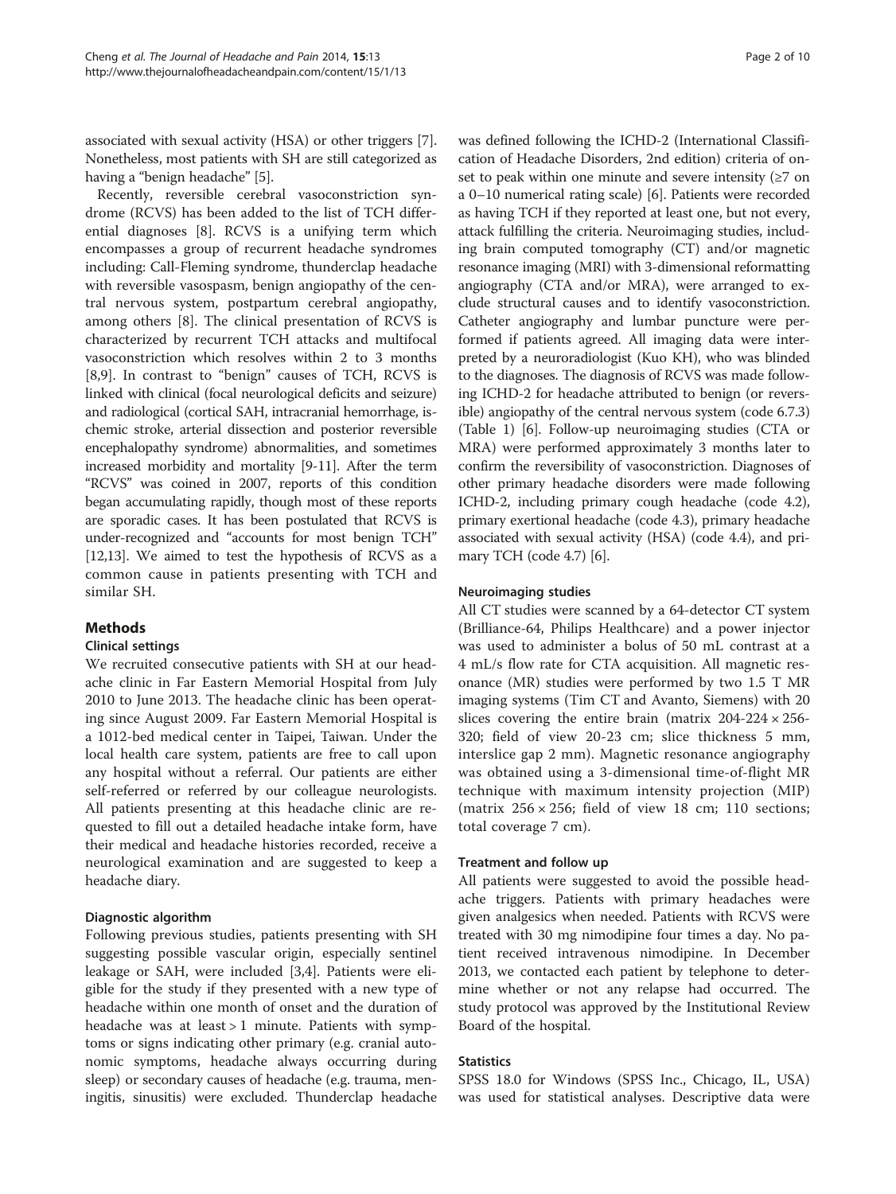associated with sexual activity (HSA) or other triggers [7]. Nonetheless, most patients with SH are still categorized as having a "benign headache" [5].

Recently, reversible cerebral vasoconstriction syndrome (RCVS) has been added to the list of TCH differential diagnoses [8]. RCVS is a unifying term which encompasses a group of recurrent headache syndromes including: Call-Fleming syndrome, thunderclap headache with reversible vasospasm, benign angiopathy of the central nervous system, postpartum cerebral angiopathy, among others [8]. The clinical presentation of RCVS is characterized by recurrent TCH attacks and multifocal vasoconstriction which resolves within 2 to 3 months [8,9]. In contrast to "benign" causes of TCH, RCVS is linked with clinical (focal neurological deficits and seizure) and radiological (cortical SAH, intracranial hemorrhage, ischemic stroke, arterial dissection and posterior reversible encephalopathy syndrome) abnormalities, and sometimes increased morbidity and mortality [9-11]. After the term "RCVS" was coined in 2007, reports of this condition began accumulating rapidly, though most of these reports are sporadic cases. It has been postulated that RCVS is under-recognized and "accounts for most benign TCH" [12,13]. We aimed to test the hypothesis of RCVS as a common cause in patients presenting with TCH and similar SH.

## Methods

### Clinical settings

We recruited consecutive patients with SH at our headache clinic in Far Eastern Memorial Hospital from July 2010 to June 2013. The headache clinic has been operating since August 2009. Far Eastern Memorial Hospital is a 1012-bed medical center in Taipei, Taiwan. Under the local health care system, patients are free to call upon any hospital without a referral. Our patients are either self-referred or referred by our colleague neurologists. All patients presenting at this headache clinic are requested to fill out a detailed headache intake form, have their medical and headache histories recorded, receive a neurological examination and are suggested to keep a headache diary.

### Diagnostic algorithm

Following previous studies, patients presenting with SH suggesting possible vascular origin, especially sentinel leakage or SAH, were included [3,4]. Patients were eligible for the study if they presented with a new type of headache within one month of onset and the duration of headache was at least > 1 minute. Patients with symptoms or signs indicating other primary (e.g. cranial autonomic symptoms, headache always occurring during sleep) or secondary causes of headache (e.g. trauma, meningitis, sinusitis) were excluded. Thunderclap headache was defined following the ICHD-2 (International Classification of Headache Disorders, 2nd edition) criteria of onset to peak within one minute and severe intensity (≥7 on a 0–10 numerical rating scale) [6]. Patients were recorded as having TCH if they reported at least one, but not every, attack fulfilling the criteria. Neuroimaging studies, including brain computed tomography (CT) and/or magnetic resonance imaging (MRI) with 3-dimensional reformatting angiography (CTA and/or MRA), were arranged to exclude structural causes and to identify vasoconstriction. Catheter angiography and lumbar puncture were performed if patients agreed. All imaging data were interpreted by a neuroradiologist (Kuo KH), who was blinded to the diagnoses. The diagnosis of RCVS was made following ICHD-2 for headache attributed to benign (or reversible) angiopathy of the central nervous system (code 6.7.3) (Table 1) [6]. Follow-up neuroimaging studies (CTA or MRA) were performed approximately 3 months later to confirm the reversibility of vasoconstriction. Diagnoses of other primary headache disorders were made following ICHD-2, including primary cough headache (code 4.2), primary exertional headache (code 4.3), primary headache associated with sexual activity (HSA) (code 4.4), and primary TCH (code 4.7) [6].

### Neuroimaging studies

All CT studies were scanned by a 64-detector CT system (Brilliance-64, Philips Healthcare) and a power injector was used to administer a bolus of 50 mL contrast at a 4 mL/s flow rate for CTA acquisition. All magnetic resonance (MR) studies were performed by two 1.5 T MR imaging systems (Tim CT and Avanto, Siemens) with 20 slices covering the entire brain (matrix 204-224 × 256-320; field of view 20-23 cm; slice thickness 5 mm, interslice gap 2 mm). Magnetic resonance angiography was obtained using a 3-dimensional time-of-flight MR technique with maximum intensity projection (MIP) (matrix 256 × 256; field of view 18 cm; 110 sections; total coverage 7 cm).

### Treatment and follow up

All patients were suggested to avoid the possible headache triggers. Patients with primary headaches were given analgesics when needed. Patients with RCVS were treated with 30 mg nimodipine four times a day. No patient received intravenous nimodipine. In December 2013, we contacted each patient by telephone to determine whether or not any relapse had occurred. The study protocol was approved by the Institutional Review Board of the hospital.

### Statistics

SPSS 18.0 for Windows (SPSS Inc., Chicago, IL, USA) was used for statistical analyses. Descriptive data were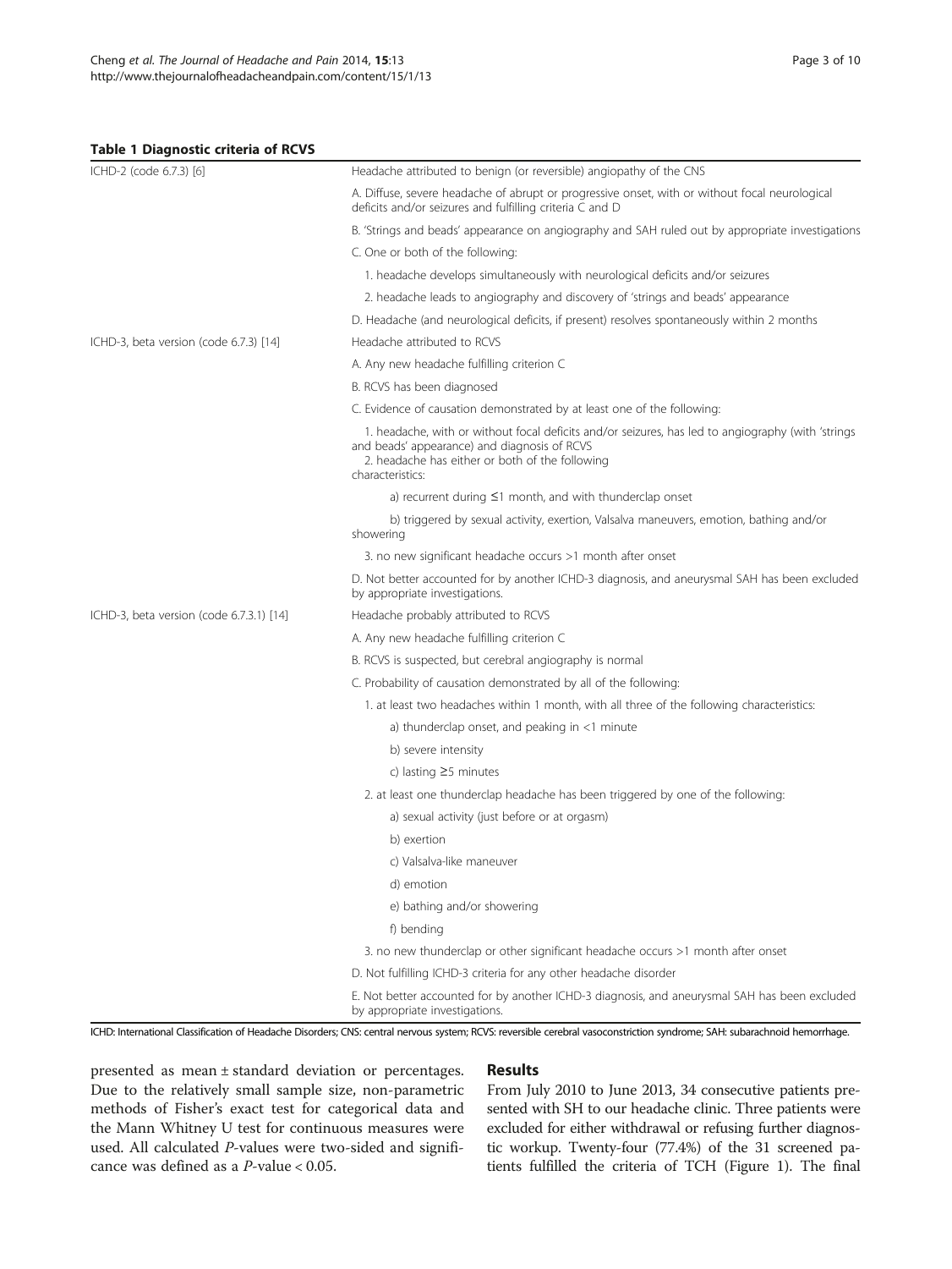**Table 1 Diagnostic criteria of RCVS**

| | |
|---|---|
| ICHD-2 (code 6.7.3) [6] | Headache attributed to benign (or reversible) angiopathy of the CNS |
| | A. Diffuse, severe headache of abrupt or progressive onset, with or without focal neurological deficits and/or seizures and fulfilling criteria C and D |
| | B. 'Strings and beads' appearance on angiography and SAH ruled out by appropriate investigations |
| | C. One or both of the following: |
| | 1. headache develops simultaneously with neurological deficits and/or seizures |
| | 2. headache leads to angiography and discovery of 'strings and beads' appearance |
| | D. Headache (and neurological deficits, if present) resolves spontaneously within 2 months |
| ICHD-3, beta version (code 6.7.3) [14] | Headache attributed to RCVS |
| | A. Any new headache fulfilling criterion C |
| | B. RCVS has been diagnosed |
| | C. Evidence of causation demonstrated by at least one of the following: |
| | 1. headache, with or without focal deficits and/or seizures, has led to angiography (with 'strings and beads' appearance) and diagnosis of RCVS<br>2. headache has either or both of the following characteristics: |
| | a) recurrent during ≤1 month, and with thunderclap onset |
| | b) triggered by sexual activity, exertion, Valsalva maneuvers, emotion, bathing and/or showering |
| | 3. no new significant headache occurs >1 month after onset |
| | D. Not better accounted for by another ICHD-3 diagnosis, and aneurysmal SAH has been excluded by appropriate investigations. |
| ICHD-3, beta version (code 6.7.3.1) [14] | Headache probably attributed to RCVS |
| | A. Any new headache fulfilling criterion C |
| | B. RCVS is suspected, but cerebral angiography is normal |
| | C. Probability of causation demonstrated by all of the following: |
| | 1. at least two headaches within 1 month, with all three of the following characteristics: |
| | a) thunderclap onset, and peaking in <1 minute |
| | b) severe intensity |
| | c) lasting ≥5 minutes |
| | 2. at least one thunderclap headache has been triggered by one of the following: |
| | a) sexual activity (just before or at orgasm) |
| | b) exertion |
| | c) Valsalva-like maneuver |
| | d) emotion |
| | e) bathing and/or showering |
| | f) bending |
| | 3. no new thunderclap or other significant headache occurs >1 month after onset |
| | D. Not fulfilling ICHD-3 criteria for any other headache disorder |
| | E. Not better accounted for by another ICHD-3 diagnosis, and aneurysmal SAH has been excluded by appropriate investigations. |

ICHD: International Classification of Headache Disorders; CNS: central nervous system; RCVS: reversible cerebral vasoconstriction syndrome; SAH: subarachnoid hemorrhage.

presented as mean ± standard deviation or percentages. Due to the relatively small sample size, non-parametric methods of Fisher's exact test for categorical data and the Mann Whitney U test for continuous measures were used. All calculated *P*-values were two-sided and significance was defined as a *P*-value < 0.05.

## Results

From July 2010 to June 2013, 34 consecutive patients presented with SH to our headache clinic. Three patients were excluded for either withdrawal or refusing further diagnostic workup. Twenty-four (77.4%) of the 31 screened patients fulfilled the criteria of TCH (Figure 1). The final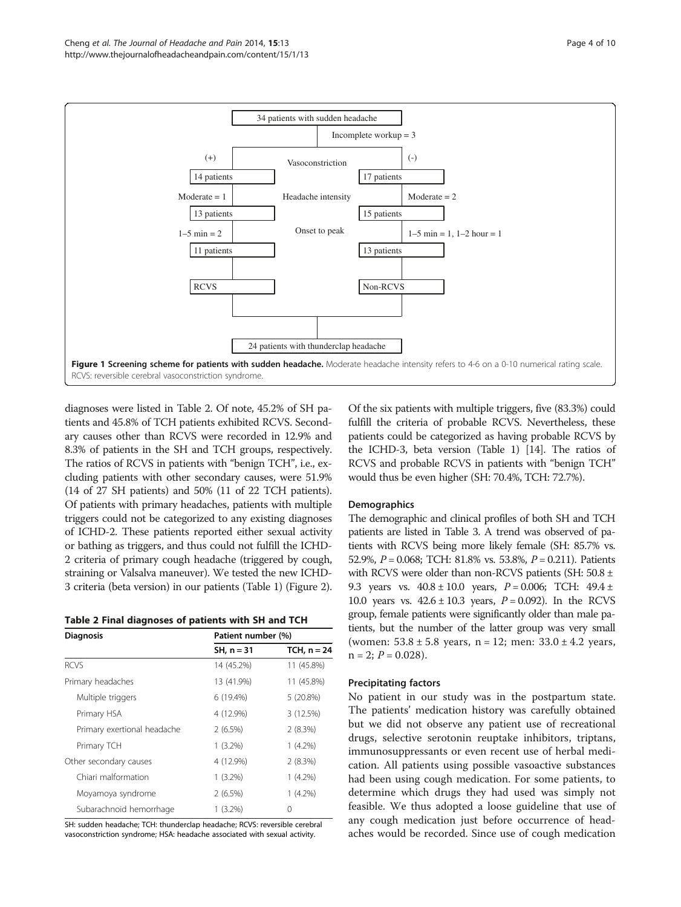Figure 1 Screening scheme for patients with sudden headache. Moderate headache intensity refers to 4-6 on a 0-10 numerical rating scale. RCVS: reversible cerebral vasoconstriction syndrome.

diagnoses were listed in Table 2. Of note, 45.2% of SH patients and 45.8% of TCH patients exhibited RCVS. Secondary causes other than RCVS were recorded in 12.9% and 8.3% of patients in the SH and TCH groups, respectively. The ratios of RCVS in patients with "benign TCH", i.e., excluding patients with other secondary causes, were 51.9% (14 of 27 SH patients) and 50% (11 of 22 TCH patients). Of patients with primary headaches, patients with multiple triggers could not be categorized to any existing diagnoses of ICHD-2. These patients reported either sexual activity or bathing as triggers, and thus could not fulfill the ICHD-2 criteria of primary cough headache (triggered by cough, straining or Valsalva maneuver). We tested the new ICHD-3 criteria (beta version) in our patients (Table 1) (Figure 2).

**Table 2 Final diagnoses of patients with SH and TCH**

| Diagnosis | Patient number (%) | |
|---|---|---|
| | SH, n = 31 | TCH, n = 24 |
| RCVS | 14 (45.2%) | 11 (45.8%) |
| Primary headaches | 13 (41.9%) | 11 (45.8%) |
| Multiple triggers | 6 (19.4%) | 5 (20.8%) |
| Primary HSA | 4 (12.9%) | 3 (12.5%) |
| Primary exertional headache | 2 (6.5%) | 2 (8.3%) |
| Primary TCH | 1 (3.2%) | 1 (4.2%) |
| Other secondary causes | 4 (12.9%) | 2 (8.3%) |
| Chiari malformation | 1 (3.2%) | 1 (4.2%) |
| Moyamoya syndrome | 2 (6.5%) | 1 (4.2%) |
| Subarachnoid hemorrhage | 1 (3.2%) | 0 |

SH: sudden headache; TCH: thunderclap headache; RCVS: reversible cerebral vasoconstriction syndrome; HSA: headache associated with sexual activity.

Of the six patients with multiple triggers, five (83.3%) could fulfill the criteria of probable RCVS. Nevertheless, these patients could be categorized as having probable RCVS by the ICHD-3, beta version (Table 1) [14]. The ratios of RCVS and probable RCVS in patients with "benign TCH" would thus be even higher (SH: 70.4%, TCH: 72.7%).

### Demographics

The demographic and clinical profiles of both SH and TCH patients are listed in Table 3. A trend was observed of patients with RCVS being more likely female (SH: 85.7% vs. 52.9%, $P = 0.068$; TCH: 81.8% vs. 53.8%, $P = 0.211$). Patients with RCVS were older than non-RCVS patients (SH: $50.8 \pm 9.3$ years vs. $40.8 \pm 10.0$ years, $P = 0.006$; TCH: $49.4 \pm 10.0$ years vs. $42.6 \pm 10.3$ years, $P = 0.092$). In the RCVS group, female patients were significantly older than male patients, but the number of the latter group was very small (women: $53.8 \pm 5.8$ years, n = 12; men: $33.0 \pm 4.2$ years, n = 2; $P = 0.028$).

### Precipitating factors

No patient in our study was in the postpartum state. The patients' medication history was carefully obtained but we did not observe any patient use of recreational drugs, selective serotonin reuptake inhibitors, triptans, immunosuppressants or even recent use of herbal medication. All patients using possible vasoactive substances had been using cough medication. For some patients, to determine which drugs they had used was simply not feasible. We thus adopted a loose guideline that use of any cough medication just before occurrence of headaches would be recorded. Since use of cough medication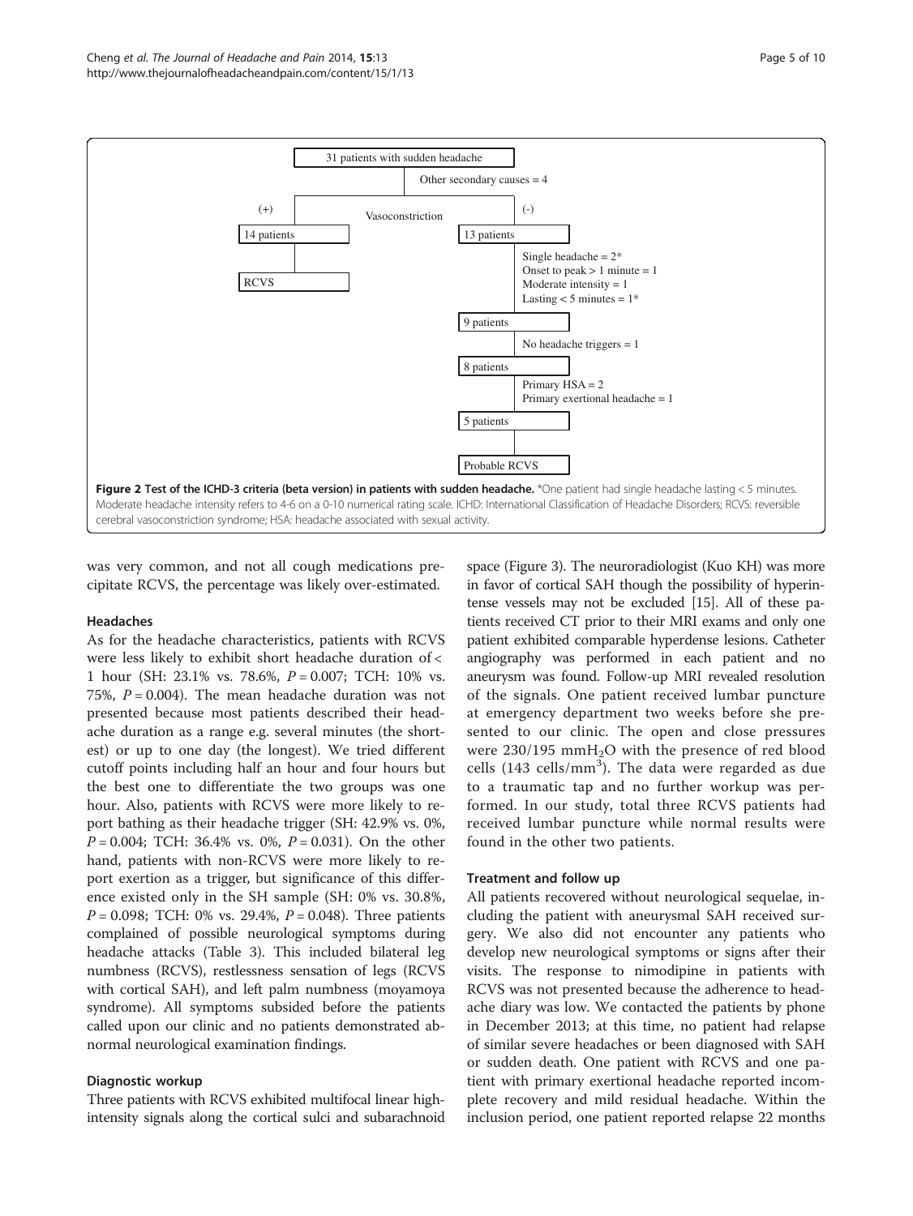31 patients with sudden headache

Other secondary causes = 4

Vasoconstriction

(+) 14 patients → RCVS

(-) 13 patients

Single headache = 2*
Onset to peak > 1 minute = 1
Moderate intensity = 1
Lasting < 5 minutes = 1*

9 patients

No headache triggers = 1

8 patients

Primary HSA = 2
Primary exertional headache = 1

5 patients

Probable RCVS

**Figure 2 Test of the ICHD-3 criteria (beta version) in patients with sudden headache.** *One patient had single headache lasting < 5 minutes. Moderate headache intensity refers to 4-6 on a 0-10 numerical rating scale. ICHD: International Classification of Headache Disorders; RCVS: reversible cerebral vasoconstriction syndrome; HSA: headache associated with sexual activity.

was very common, and not all cough medications precipitate RCVS, the percentage was likely over-estimated.

### Headaches

As for the headache characteristics, patients with RCVS were less likely to exhibit short headache duration of < 1 hour (SH: 23.1% vs. 78.6%, $P = 0.007$; TCH: 10% vs. 75%, $P = 0.004$). The mean headache duration was not presented because most patients described their headache duration as a range e.g. several minutes (the shortest) or up to one day (the longest). We tried different cutoff points including half an hour and four hours but the best one to differentiate the two groups was one hour. Also, patients with RCVS were more likely to report bathing as their headache trigger (SH: 42.9% vs. 0%, $P = 0.004$; TCH: 36.4% vs. 0%, $P = 0.031$). On the other hand, patients with non-RCVS were more likely to report exertion as a trigger, but significance of this difference existed only in the SH sample (SH: 0% vs. 30.8%, $P = 0.098$; TCH: 0% vs. 29.4%, $P = 0.048$). Three patients complained of possible neurological symptoms during headache attacks (Table 3). This included bilateral leg numbness (RCVS), restlessness sensation of legs (RCVS with cortical SAH), and left palm numbness (moyamoya syndrome). All symptoms subsided before the patients called upon our clinic and no patients demonstrated abnormal neurological examination findings.

### Diagnostic workup

Three patients with RCVS exhibited multifocal linear high-intensity signals along the cortical sulci and subarachnoid space (Figure 3). The neuroradiologist (Kuo KH) was more in favor of cortical SAH though the possibility of hyperintense vessels may not be excluded [15]. All of these patients received CT prior to their MRI exams and only one patient exhibited comparable hyperdense lesions. Catheter angiography was performed in each patient and no aneurysm was found. Follow-up MRI revealed resolution of the signals. One patient received lumbar puncture at emergency department two weeks before she presented to our clinic. The open and close pressures were 230/195 mm$H_2O$ with the presence of red blood cells (143 cells/mm$^3$). The data were regarded as due to a traumatic tap and no further workup was performed. In our study, total three RCVS patients had received lumbar puncture while normal results were found in the other two patients.

### Treatment and follow up

All patients recovered without neurological sequelae, including the patient with aneurysmal SAH received surgery. We also did not encounter any patients who develop new neurological symptoms or signs after their visits. The response to nimodipine in patients with RCVS was not presented because the adherence to headache diary was low. We contacted the patients by phone in December 2013; at this time, no patient had relapse of similar severe headaches or been diagnosed with SAH or sudden death. One patient with RCVS and one patient with primary exertional headache reported incomplete recovery and mild residual headache. Within the inclusion period, one patient reported relapse 22 months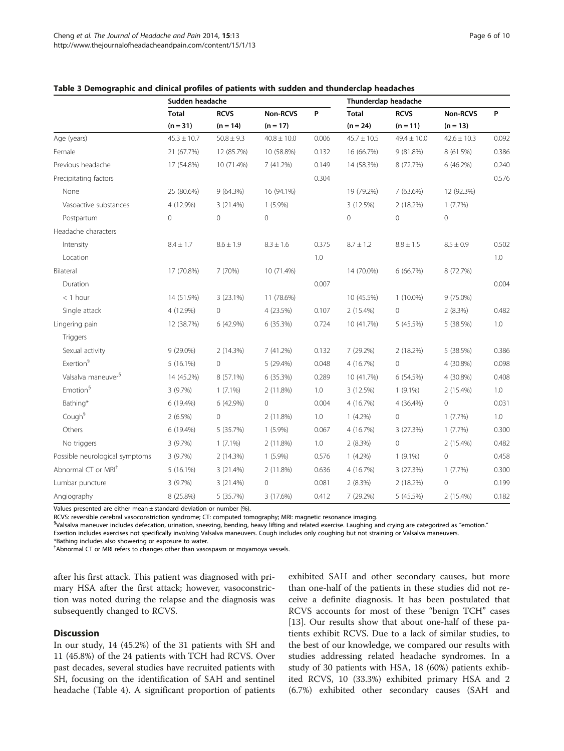**Table 3 Demographic and clinical profiles of patients with sudden and thunderclap headaches**

| | Sudden headache | | | | Thunderclap headache | | | |
|---|---|---|---|---|---|---|---|---|
| | Total (n = 31) | RCVS (n = 14) | Non-RCVS (n = 17) | P | Total (n = 24) | RCVS (n = 11) | Non-RCVS (n = 13) | P |
| Age (years) | 45.3 ± 10.7 | 50.8 ± 9.3 | 40.8 ± 10.0 | 0.006 | 45.7 ± 10.5 | 49.4 ± 10.0 | 42.6 ± 10.3 | 0.092 |
| Female | 21 (67.7%) | 12 (85.7%) | 10 (58.8%) | 0.132 | 16 (66.7%) | 9 (81.8%) | 8 (61.5%) | 0.386 |
| Previous headache | 17 (54.8%) | 10 (71.4%) | 7 (41.2%) | 0.149 | 14 (58.3%) | 8 (72.7%) | 6 (46.2%) | 0.240 |
| Precipitating factors | | | | 0.304 | | | | 0.576 |
| None | 25 (80.6%) | 9 (64.3%) | 16 (94.1%) | | 19 (79.2%) | 7 (63.6%) | 12 (92.3%) | |
| Vasoactive substances | 4 (12.9%) | 3 (21.4%) | 1 (5.9%) | | 3 (12.5%) | 2 (18.2%) | 1 (7.7%) | |
| Postpartum | 0 | 0 | 0 | | 0 | 0 | 0 | |
| Headache characters | | | | | | | | |
| Intensity | 8.4 ± 1.7 | 8.6 ± 1.9 | 8.3 ± 1.6 | 0.375 | 8.7 ± 1.2 | 8.8 ± 1.5 | 8.5 ± 0.9 | 0.502 |
| Location | | | | 1.0 | | | | 1.0 |
| Bilateral | 17 (70.8%) | 7 (70%) | 10 (71.4%) | | 14 (70.0%) | 6 (66.7%) | 8 (72.7%) | |
| Duration | | | | 0.007 | | | | 0.004 |
| < 1 hour | 14 (51.9%) | 3 (23.1%) | 11 (78.6%) | | 10 (45.5%) | 1 (10.0%) | 9 (75.0%) | |
| Single attack | 4 (12.9%) | 0 | 4 (23.5%) | 0.107 | 2 (15.4%) | 0 | 2 (8.3%) | 0.482 |
| Lingering pain | 12 (38.7%) | 6 (42.9%) | 6 (35.3%) | 0.724 | 10 (41.7%) | 5 (45.5%) | 5 (38.5%) | 1.0 |
| Triggers | | | | | | | | |
| Sexual activity | 9 (29.0%) | 2 (14.3%) | 7 (41.2%) | 0.132 | 7 (29.2%) | 2 (18.2%) | 5 (38.5%) | 0.386 |
| Exertion[§] | 5 (16.1%) | 0 | 5 (29.4%) | 0.048 | 4 (16.7%) | 0 | 4 (30.8%) | 0.098 |
| Valsalva maneuver[§] | 14 (45.2%) | 8 (57.1%) | 6 (35.3%) | 0.289 | 10 (41.7%) | 6 (54.5%) | 4 (30.8%) | 0.408 |
| Emotion[§] | 3 (9.7%) | 1 (7.1%) | 2 (11.8%) | 1.0 | 3 (12.5%) | 1 (9.1%) | 2 (15.4%) | 1.0 |
| Bathing* | 6 (19.4%) | 6 (42.9%) | 0 | 0.004 | 4 (16.7%) | 4 (36.4%) | 0 | 0.031 |
| Cough[§] | 2 (6.5%) | 0 | 2 (11.8%) | 1.0 | 1 (4.2%) | 0 | 1 (7.7%) | 1.0 |
| Others | 6 (19.4%) | 5 (35.7%) | 1 (5.9%) | 0.067 | 4 (16.7%) | 3 (27.3%) | 1 (7.7%) | 0.300 |
| No triggers | 3 (9.7%) | 1 (7.1%) | 2 (11.8%) | 1.0 | 2 (8.3%) | 0 | 2 (15.4%) | 0.482 |
| Possible neurological symptoms | 3 (9.7%) | 2 (14.3%) | 1 (5.9%) | 0.576 | 1 (4.2%) | 1 (9.1%) | 0 | 0.458 |
| Abnormal CT or MRI[†] | 5 (16.1%) | 3 (21.4%) | 2 (11.8%) | 0.636 | 4 (16.7%) | 3 (27.3%) | 1 (7.7%) | 0.300 |
| Lumbar puncture | 3 (9.7%) | 3 (21.4%) | 0 | 0.081 | 2 (8.3%) | 2 (18.2%) | 0 | 0.199 |
| Angiography | 8 (25.8%) | 5 (35.7%) | 3 (17.6%) | 0.412 | 7 (29.2%) | 5 (45.5%) | 2 (15.4%) | 0.182 |

Values presented are either mean ± standard deviation or number (%).
RCVS: reversible cerebral vasoconstriction syndrome; CT: computed tomography; MRI: magnetic resonance imaging.
[§]Valsalva maneuver includes defecation, urination, sneezing, bending, heavy lifting and related exercise. Laughing and crying are categorized as "emotion." Exertion includes exercises not specifically involving Valsalva maneuvers. Cough includes only coughing but not straining or Valsalva maneuvers.
*Bathing includes also showering or exposure to water.
[†]Abnormal CT or MRI refers to changes other than vasospasm or moyamoya vessels.

after his first attack. This patient was diagnosed with primary HSA after the first attack; however, vasoconstriction was noted during the relapse and the diagnosis was subsequently changed to RCVS.

## Discussion

In our study, 14 (45.2%) of the 31 patients with SH and 11 (45.8%) of the 24 patients with TCH had RCVS. Over past decades, several studies have recruited patients with SH, focusing on the identification of SAH and sentinel headache (Table 4). A significant proportion of patients exhibited SAH and other secondary causes, but more than one-half of the patients in these studies did not receive a definite diagnosis. It has been postulated that RCVS accounts for most of these "benign TCH" cases [13]. Our results show that about one-half of these patients exhibit RCVS. Due to a lack of similar studies, to the best of our knowledge, we compared our results with studies addressing related headache syndromes. In a study of 30 patients with HSA, 18 (60%) patients exhibited RCVS, 10 (33.3%) exhibited primary HSA and 2 (6.7%) exhibited other secondary causes (SAH and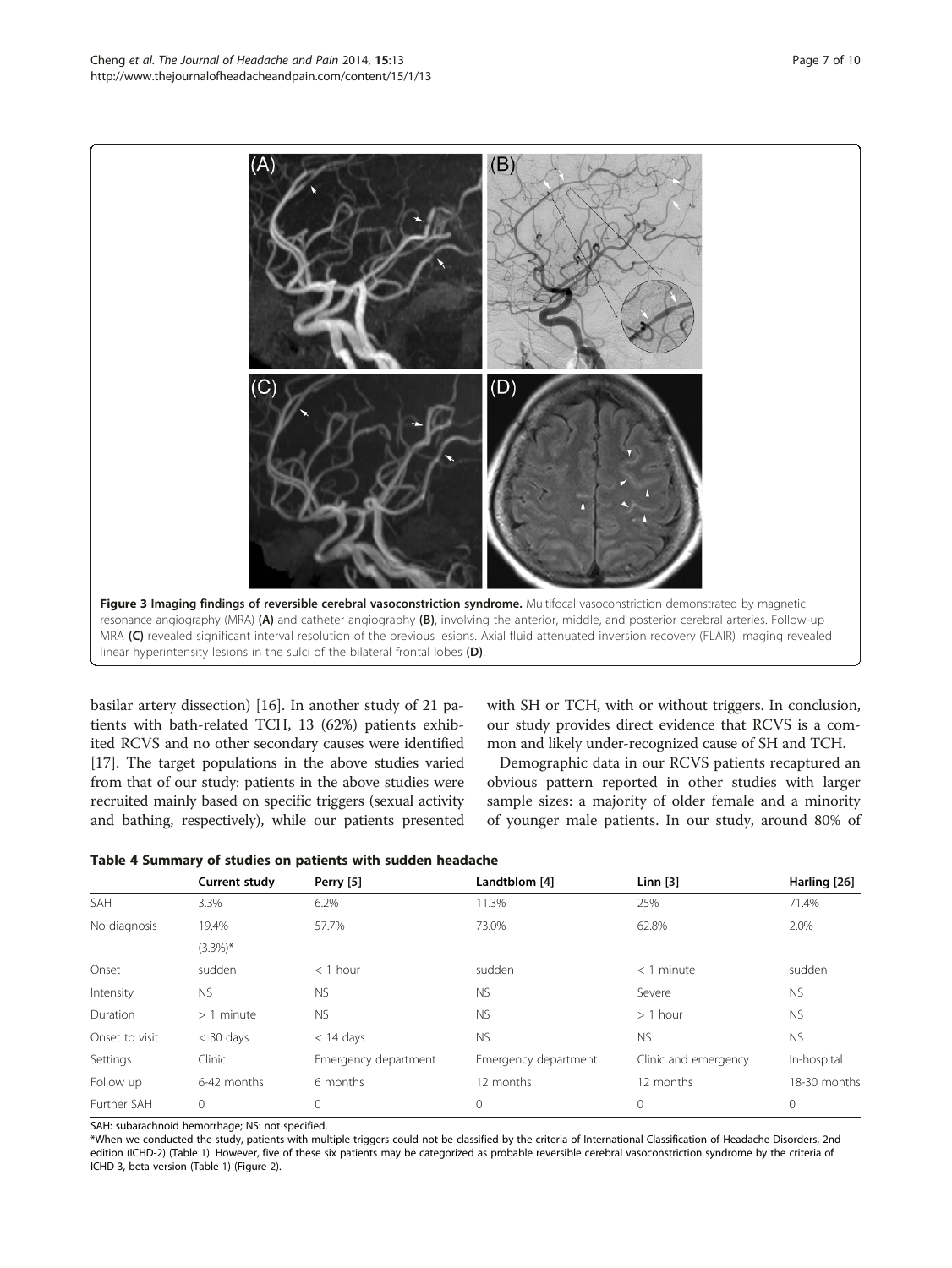**Figure 3 Imaging findings of reversible cerebral vasoconstriction syndrome.** Multifocal vasoconstriction demonstrated by magnetic resonance angiography (MRA) **(A)** and catheter angiography **(B)**, involving the anterior, middle, and posterior cerebral arteries. Follow-up MRA **(C)** revealed significant interval resolution of the previous lesions. Axial fluid attenuated inversion recovery (FLAIR) imaging revealed linear hyperintensity lesions in the sulci of the bilateral frontal lobes **(D)**.

basilar artery dissection) [16]. In another study of 21 patients with bath-related TCH, 13 (62%) patients exhibited RCVS and no other secondary causes were identified [17]. The target populations in the above studies varied from that of our study: patients in the above studies were recruited mainly based on specific triggers (sexual activity and bathing, respectively), while our patients presented with SH or TCH, with or without triggers. In conclusion, our study provides direct evidence that RCVS is a common and likely under-recognized cause of SH and TCH.

Demographic data in our RCVS patients recaptured an obvious pattern reported in other studies with larger sample sizes: a majority of older female and a minority of younger male patients. In our study, around 80% of

**Table 4 Summary of studies on patients with sudden headache**

| | Current study | Perry [5] | Landtblom [4] | Linn [3] | Harling [26] |
|---|---|---|---|---|---|
| SAH | 3.3% | 6.2% | 11.3% | 25% | 71.4% |
| No diagnosis | 19.4% (3.3%)* | 57.7% | 73.0% | 62.8% | 2.0% |
| Onset | sudden | < 1 hour | sudden | < 1 minute | sudden |
| Intensity | NS | NS | NS | Severe | NS |
| Duration | > 1 minute | NS | NS | > 1 hour | NS |
| Onset to visit | < 30 days | < 14 days | NS | NS | NS |
| Settings | Clinic | Emergency department | Emergency department | Clinic and emergency | In-hospital |
| Follow up | 6-42 months | 6 months | 12 months | 12 months | 18-30 months |
| Further SAH | 0 | 0 | 0 | 0 | 0 |

SAH: subarachnoid hemorrhage; NS: not specified.

*When we conducted the study, patients with multiple triggers could not be classified by the criteria of International Classification of Headache Disorders, 2nd edition (ICHD-2) (Table 1). However, five of these six patients may be categorized as probable reversible cerebral vasoconstriction syndrome by the criteria of ICHD-3, beta version (Table 1) (Figure 2).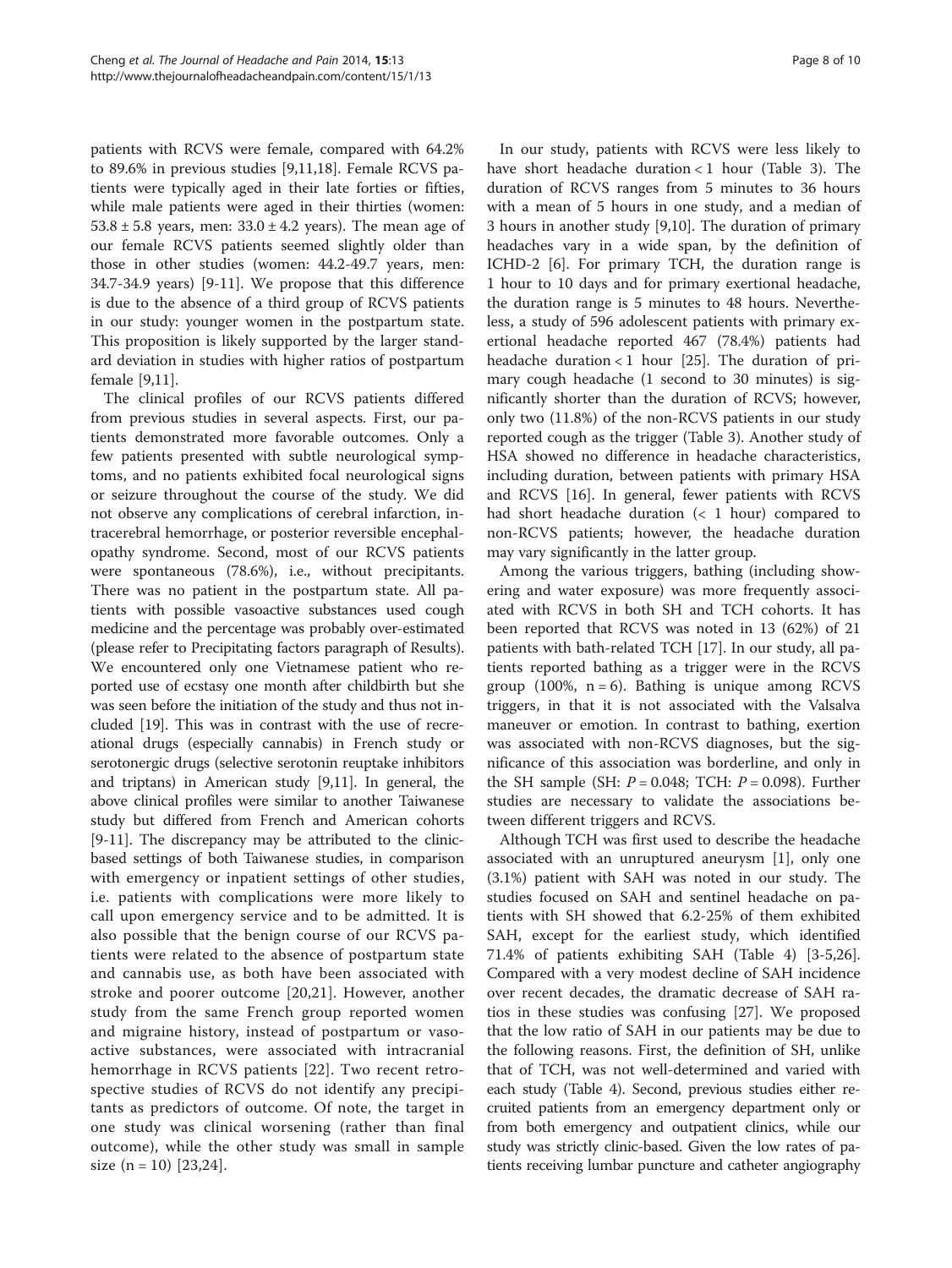patients with RCVS were female, compared with 64.2% to 89.6% in previous studies [9,11,18]. Female RCVS patients were typically aged in their late forties or fifties, while male patients were aged in their thirties (women: 53.8 ± 5.8 years, men: 33.0 ± 4.2 years). The mean age of our female RCVS patients seemed slightly older than those in other studies (women: 44.2-49.7 years, men: 34.7-34.9 years) [9-11]. We propose that this difference is due to the absence of a third group of RCVS patients in our study: younger women in the postpartum state. This proposition is likely supported by the larger standard deviation in studies with higher ratios of postpartum female [9,11].

The clinical profiles of our RCVS patients differed from previous studies in several aspects. First, our patients demonstrated more favorable outcomes. Only a few patients presented with subtle neurological symptoms, and no patients exhibited focal neurological signs or seizure throughout the course of the study. We did not observe any complications of cerebral infarction, intracerebral hemorrhage, or posterior reversible encephalopathy syndrome. Second, most of our RCVS patients were spontaneous (78.6%), i.e., without precipitants. There was no patient in the postpartum state. All patients with possible vasoactive substances used cough medicine and the percentage was probably over-estimated (please refer to Precipitating factors paragraph of Results). We encountered only one Vietnamese patient who reported use of ecstasy one month after childbirth but she was seen before the initiation of the study and thus not included [19]. This was in contrast with the use of recreational drugs (especially cannabis) in French study or serotonergic drugs (selective serotonin reuptake inhibitors and triptans) in American study [9,11]. In general, the above clinical profiles were similar to another Taiwanese study but differed from French and American cohorts [9-11]. The discrepancy may be attributed to the clinic-based settings of both Taiwanese studies, in comparison with emergency or inpatient settings of other studies, i.e. patients with complications were more likely to call upon emergency service and to be admitted. It is also possible that the benign course of our RCVS patients were related to the absence of postpartum state and cannabis use, as both have been associated with stroke and poorer outcome [20,21]. However, another study from the same French group reported women and migraine history, instead of postpartum or vasoactive substances, were associated with intracranial hemorrhage in RCVS patients [22]. Two recent retrospective studies of RCVS do not identify any precipitants as predictors of outcome. Of note, the target in one study was clinical worsening (rather than final outcome), while the other study was small in sample size (n = 10) [23,24].

In our study, patients with RCVS were less likely to have short headache duration < 1 hour (Table 3). The duration of RCVS ranges from 5 minutes to 36 hours with a mean of 5 hours in one study, and a median of 3 hours in another study [9,10]. The duration of primary headaches vary in a wide span, by the definition of ICHD-2 [6]. For primary TCH, the duration range is 1 hour to 10 days and for primary exertional headache, the duration range is 5 minutes to 48 hours. Nevertheless, a study of 596 adolescent patients with primary exertional headache reported 467 (78.4%) patients had headache duration < 1 hour [25]. The duration of primary cough headache (1 second to 30 minutes) is significantly shorter than the duration of RCVS; however, only two (11.8%) of the non-RCVS patients in our study reported cough as the trigger (Table 3). Another study of HSA showed no difference in headache characteristics, including duration, between patients with primary HSA and RCVS [16]. In general, fewer patients with RCVS had short headache duration (< 1 hour) compared to non-RCVS patients; however, the headache duration may vary significantly in the latter group.

Among the various triggers, bathing (including showering and water exposure) was more frequently associated with RCVS in both SH and TCH cohorts. It has been reported that RCVS was noted in 13 (62%) of 21 patients with bath-related TCH [17]. In our study, all patients reported bathing as a trigger were in the RCVS group (100%, n = 6). Bathing is unique among RCVS triggers, in that it is not associated with the Valsalva maneuver or emotion. In contrast to bathing, exertion was associated with non-RCVS diagnoses, but the significance of this association was borderline, and only in the SH sample (SH: $P = 0.048$; TCH: $P = 0.098$). Further studies are necessary to validate the associations between different triggers and RCVS.

Although TCH was first used to describe the headache associated with an unruptured aneurysm [1], only one (3.1%) patient with SAH was noted in our study. The studies focused on SAH and sentinel headache on patients with SH showed that 6.2-25% of them exhibited SAH, except for the earliest study, which identified 71.4% of patients exhibiting SAH (Table 4) [3-5,26]. Compared with a very modest decline of SAH incidence over recent decades, the dramatic decrease of SAH ratios in these studies was confusing [27]. We proposed that the low ratio of SAH in our patients may be due to the following reasons. First, the definition of SH, unlike that of TCH, was not well-determined and varied with each study (Table 4). Second, previous studies either recruited patients from an emergency department only or from both emergency and outpatient clinics, while our study was strictly clinic-based. Given the low rates of patients receiving lumbar puncture and catheter angiography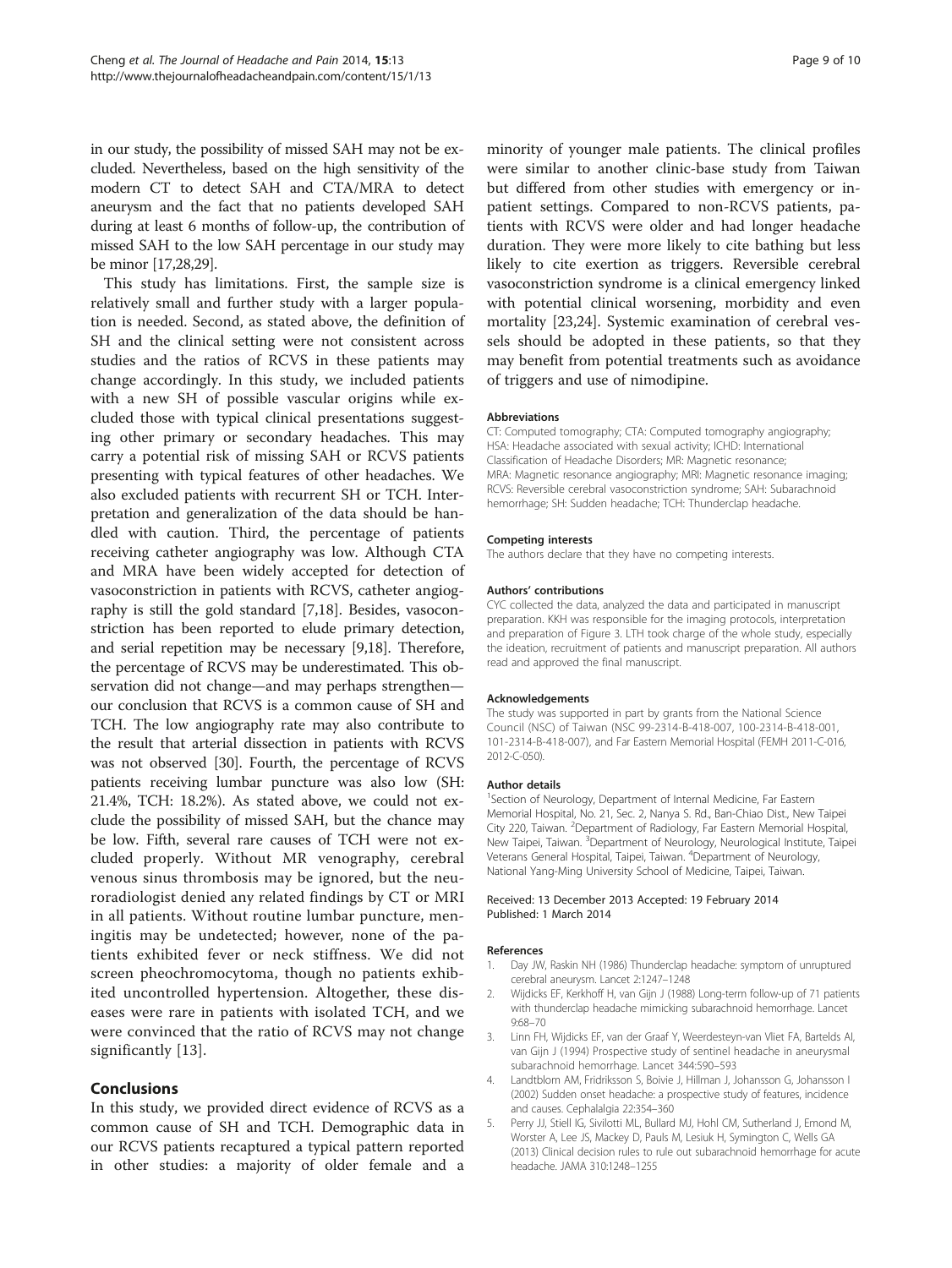in our study, the possibility of missed SAH may not be excluded. Nevertheless, based on the high sensitivity of the modern CT to detect SAH and CTA/MRA to detect aneurysm and the fact that no patients developed SAH during at least 6 months of follow-up, the contribution of missed SAH to the low SAH percentage in our study may be minor [17,28,29].

This study has limitations. First, the sample size is relatively small and further study with a larger population is needed. Second, as stated above, the definition of SH and the clinical setting were not consistent across studies and the ratios of RCVS in these patients may change accordingly. In this study, we included patients with a new SH of possible vascular origins while excluded those with typical clinical presentations suggesting other primary or secondary headaches. This may carry a potential risk of missing SAH or RCVS patients presenting with typical features of other headaches. We also excluded patients with recurrent SH or TCH. Interpretation and generalization of the data should be handled with caution. Third, the percentage of patients receiving catheter angiography was low. Although CTA and MRA have been widely accepted for detection of vasoconstriction in patients with RCVS, catheter angiography is still the gold standard [7,18]. Besides, vasoconstriction has been reported to elude primary detection, and serial repetition may be necessary [9,18]. Therefore, the percentage of RCVS may be underestimated. This observation did not change—and may perhaps strengthen—our conclusion that RCVS is a common cause of SH and TCH. The low angiography rate may also contribute to the result that arterial dissection in patients with RCVS was not observed [30]. Fourth, the percentage of RCVS patients receiving lumbar puncture was also low (SH: 21.4%, TCH: 18.2%). As stated above, we could not exclude the possibility of missed SAH, but the chance may be low. Fifth, several rare causes of TCH were not excluded properly. Without MR venography, cerebral venous sinus thrombosis may be ignored, but the neuroradiologist denied any related findings by CT or MRI in all patients. Without routine lumbar puncture, meningitis may be undetected; however, none of the patients exhibited fever or neck stiffness. We did not screen pheochromocytoma, though no patients exhibited uncontrolled hypertension. Altogether, these diseases were rare in patients with isolated TCH, and we were convinced that the ratio of RCVS may not change significantly [13].

## Conclusions

In this study, we provided direct evidence of RCVS as a common cause of SH and TCH. Demographic data in our RCVS patients recaptured a typical pattern reported in other studies: a majority of older female and a minority of younger male patients. The clinical profiles were similar to another clinic-base study from Taiwan but differed from other studies with emergency or inpatient settings. Compared to non-RCVS patients, patients with RCVS were older and had longer headache duration. They were more likely to cite bathing but less likely to cite exertion as triggers. Reversible cerebral vasoconstriction syndrome is a clinical emergency linked with potential clinical worsening, morbidity and even mortality [23,24]. Systemic examination of cerebral vessels should be adopted in these patients, so that they may benefit from potential treatments such as avoidance of triggers and use of nimodipine.

#### Abbreviations

CT: Computed tomography; CTA: Computed tomography angiography; HSA: Headache associated with sexual activity; ICHD: International Classification of Headache Disorders; MR: Magnetic resonance; MRA: Magnetic resonance angiography; MRI: Magnetic resonance imaging; RCVS: Reversible cerebral vasoconstriction syndrome; SAH: Subarachnoid hemorrhage; SH: Sudden headache; TCH: Thunderclap headache.

#### Competing interests

The authors declare that they have no competing interests.

#### Authors' contributions

CYC collected the data, analyzed the data and participated in manuscript preparation. KKH was responsible for the imaging protocols, interpretation and preparation of Figure 3. LTH took charge of the whole study, especially the ideation, recruitment of patients and manuscript preparation. All authors read and approved the final manuscript.

#### Acknowledgements

The study was supported in part by grants from the National Science Council (NSC) of Taiwan (NSC 99-2314-B-418-007, 100-2314-B-418-001, 101-2314-B-418-007), and Far Eastern Memorial Hospital (FEMH 2011-C-016, 2012-C-050).

#### Author details

[1]Section of Neurology, Department of Internal Medicine, Far Eastern Memorial Hospital, No. 21, Sec. 2, Nanya S. Rd., Ban-Chiao Dist., New Taipei City 220, Taiwan. [2]Department of Radiology, Far Eastern Memorial Hospital, New Taipei, Taiwan. [3]Department of Neurology, Neurological Institute, Taipei Veterans General Hospital, Taipei, Taiwan. [4]Department of Neurology, National Yang-Ming University School of Medicine, Taipei, Taiwan.

Received: 13 December 2013 Accepted: 19 February 2014
Published: 1 March 2014

#### References

1. Day JW, Raskin NH (1986) Thunderclap headache: symptom of unruptured cerebral aneurysm. Lancet 2:1247–1248
2. Wijdicks EF, Kerkhoff H, van Gijn J (1988) Long-term follow-up of 71 patients with thunderclap headache mimicking subarachnoid hemorrhage. Lancet 9:68–70
3. Linn FH, Wijdicks EF, van der Graaf Y, Weerdesteyn-van Vliet FA, Bartelds AI, van Gijn J (1994) Prospective study of sentinel headache in aneurysmal subarachnoid hemorrhage. Lancet 344:590–593
4. Landtblom AM, Fridriksson S, Boivie J, Hillman J, Johansson G, Johansson I (2002) Sudden onset headache: a prospective study of features, incidence and causes. Cephalalgia 22:354–360
5. Perry JJ, Stiell IG, Sivilotti ML, Bullard MJ, Hohl CM, Sutherland J, Emond M, Worster A, Lee JS, Mackey D, Pauls M, Lesiuk H, Symington C, Wells GA (2013) Clinical decision rules to rule out subarachnoid hemorrhage for acute headache. JAMA 310:1248–1255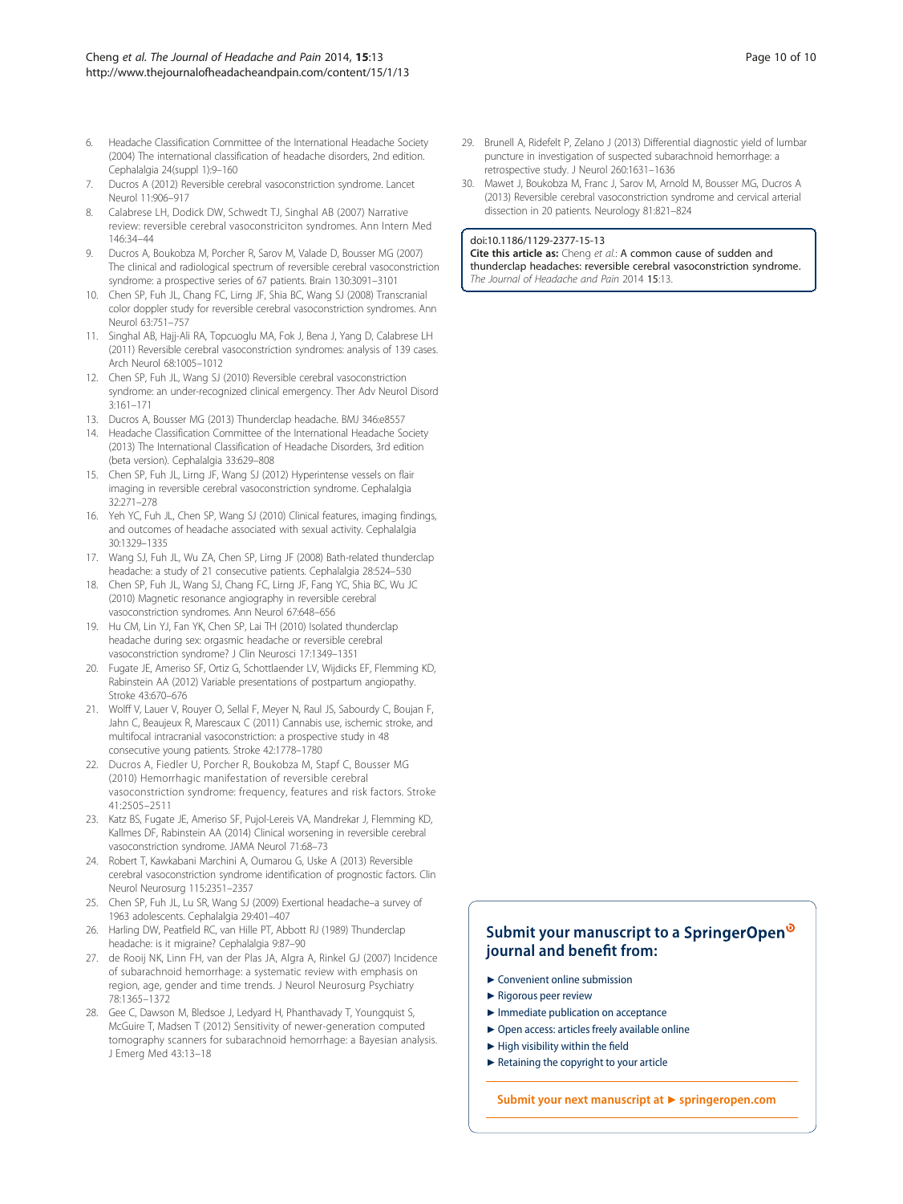6. Headache Classification Committee of the International Headache Society (2004) The international classification of headache disorders, 2nd edition. Cephalalgia 24(suppl 1):9–160
7. Ducros A (2012) Reversible cerebral vasoconstriction syndrome. Lancet Neurol 11:906–917
8. Calabrese LH, Dodick DW, Schwedt TJ, Singhal AB (2007) Narrative review: reversible cerebral vasoconstriciton syndromes. Ann Intern Med 146:34–44
9. Ducros A, Boukobza M, Porcher R, Sarov M, Valade D, Bousser MG (2007) The clinical and radiological spectrum of reversible cerebral vasoconstriction syndrome: a prospective series of 67 patients. Brain 130:3091–3101
10. Chen SP, Fuh JL, Chang FC, Lirng JF, Shia BC, Wang SJ (2008) Transcranial color doppler study for reversible cerebral vasoconstriction syndromes. Ann Neurol 63:751–757
11. Singhal AB, Hajj-Ali RA, Topcuoglu MA, Fok J, Bena J, Yang D, Calabrese LH (2011) Reversible cerebral vasoconstriction syndromes: analysis of 139 cases. Arch Neurol 68:1005–1012
12. Chen SP, Fuh JL, Wang SJ (2010) Reversible cerebral vasoconstriction syndrome: an under-recognized clinical emergency. Ther Adv Neurol Disord 3:161–171
13. Ducros A, Bousser MG (2013) Thunderclap headache. BMJ 346:e8557
14. Headache Classification Committee of the International Headache Society (2013) The International Classification of Headache Disorders, 3rd edition (beta version). Cephalalgia 33:629–808
15. Chen SP, Fuh JL, Lirng JF, Wang SJ (2012) Hyperintense vessels on flair imaging in reversible cerebral vasoconstriction syndrome. Cephalalgia 32:271–278
16. Yeh YC, Fuh JL, Chen SP, Wang SJ (2010) Clinical features, imaging findings, and outcomes of headache associated with sexual activity. Cephalalgia 30:1329–1335
17. Wang SJ, Fuh JL, Wu ZA, Chen SP, Lirng JF (2008) Bath-related thunderclap headache: a study of 21 consecutive patients. Cephalalgia 28:524–530
18. Chen SP, Fuh JL, Wang SJ, Chang FC, Lirng JF, Fang YC, Shia BC, Wu JC (2010) Magnetic resonance angiography in reversible cerebral vasoconstriction syndromes. Ann Neurol 67:648–656
19. Hu CM, Lin YJ, Fan YK, Chen SP, Lai TH (2010) Isolated thunderclap headache during sex: orgasmic headache or reversible cerebral vasoconstriction syndrome? J Clin Neurosci 17:1349–1351
20. Fugate JE, Ameriso SF, Ortiz G, Schottlaender LV, Wijdicks EF, Flemming KD, Rabinstein AA (2012) Variable presentations of postpartum angiopathy. Stroke 43:670–676
21. Wolff V, Lauer V, Rouyer O, Sellal F, Meyer N, Raul JS, Sabourdy C, Boujan F, Jahn C, Beaujeux R, Marescaux C (2011) Cannabis use, ischemic stroke, and multifocal intracranial vasoconstriction: a prospective study in 48 consecutive young patients. Stroke 42:1778–1780
22. Ducros A, Fiedler U, Porcher R, Boukobza M, Stapf C, Bousser MG (2010) Hemorrhagic manifestation of reversible cerebral vasoconstriction syndrome: frequency, features and risk factors. Stroke 41:2505–2511
23. Katz BS, Fugate JE, Ameriso SF, Pujol-Lereis VA, Mandrekar J, Flemming KD, Kallmes DF, Rabinstein AA (2014) Clinical worsening in reversible cerebral vasoconstriction syndrome. JAMA Neurol 71:68–73
24. Robert T, Kawkabani Marchini A, Oumarou G, Uske A (2013) Reversible cerebral vasoconstriction syndrome identification of prognostic factors. Clin Neurol Neurosurg 115:2351–2357
25. Chen SP, Fuh JL, Lu SR, Wang SJ (2009) Exertional headache–a survey of 1963 adolescents. Cephalalgia 29:401–407
26. Harling DW, Peatfield RC, van Hille PT, Abbott RJ (1989) Thunderclap headache: is it migraine? Cephalalgia 9:87–90
27. de Rooij NK, Linn FH, van der Plas JA, Algra A, Rinkel GJ (2007) Incidence of subarachnoid hemorrhage: a systematic review with emphasis on region, age, gender and time trends. J Neurol Neurosurg Psychiatry 78:1365–1372
28. Gee C, Dawson M, Bledsoe J, Ledyard H, Phanthavady T, Youngquist S, McGuire T, Madsen T (2012) Sensitivity of newer-generation computed tomography scanners for subarachnoid hemorrhage: a Bayesian analysis. J Emerg Med 43:13–18
29. Brunell A, Ridefelt P, Zelano J (2013) Differential diagnostic yield of lumbar puncture in investigation of suspected subarachnoid hemorrhage: a retrospective study. J Neurol 260:1631–1636
30. Mawet J, Boukobza M, Franc J, Sarov M, Arnold M, Bousser MG, Ducros A (2013) Reversible cerebral vasoconstriction syndrome and cervical arterial dissection in 20 patients. Neurology 81:821–824

doi:10.1186/1129-2377-15-13
**Cite this article as:** Cheng *et al.*: A common cause of sudden and thunderclap headaches: reversible cerebral vasoconstriction syndrome. *The Journal of Headache and Pain* 2014 **15**:13.

**Submit your manuscript to a SpringerOpen journal and benefit from:**

- ► Convenient online submission
- ► Rigorous peer review
- ► Immediate publication on acceptance
- ► Open access: articles freely available online
- ► High visibility within the field
- ► Retaining the copyright to your article

**Submit your next manuscript at ► springeropen.com**